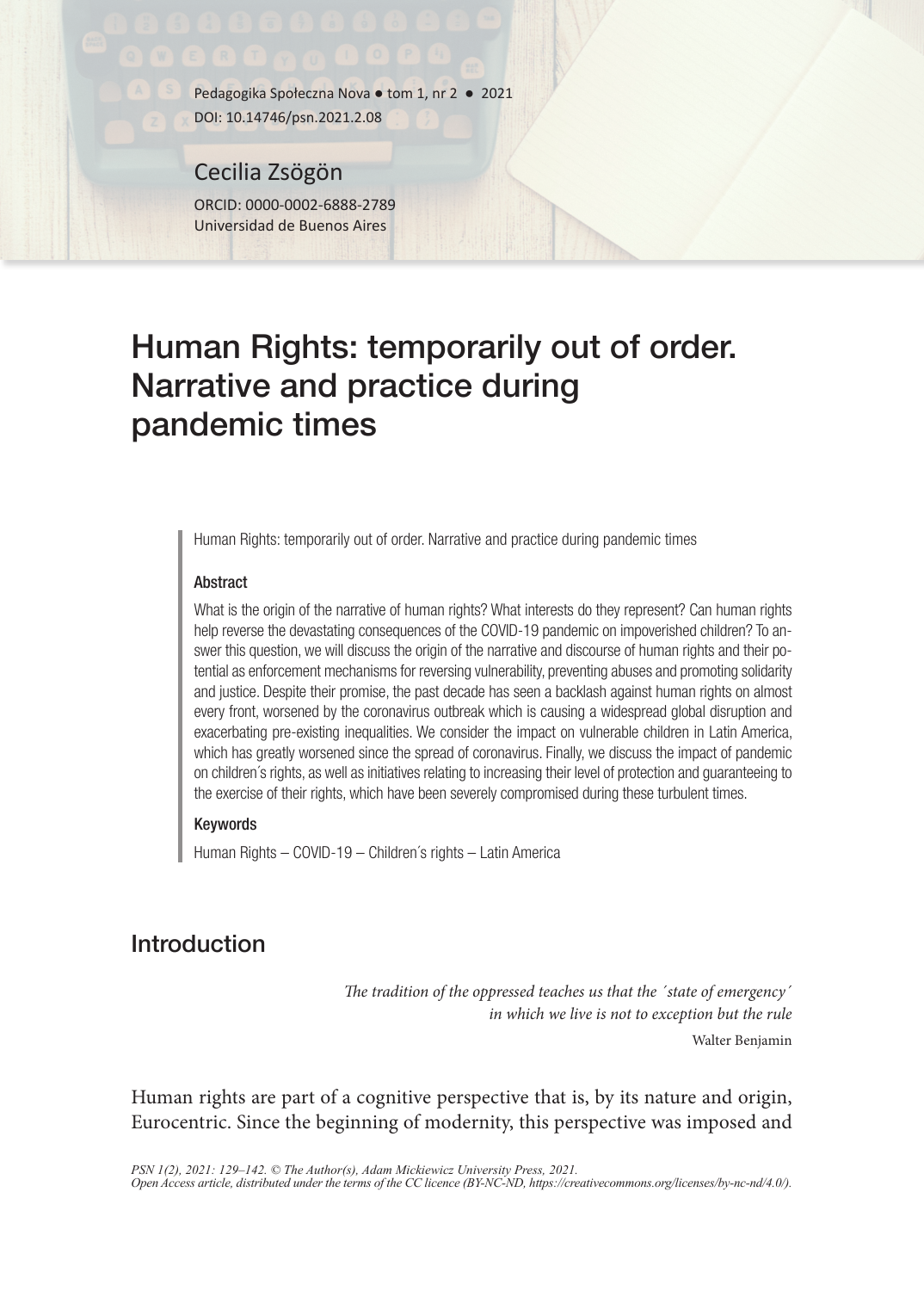Pedagogika Społeczna Nova • tom 1, nr 2 • 2021
DOI: 10.14746/psn.2021.2.08

Cecilia Zsögön

ORCID: 0000-0002-6888-2789
Universidad de Buenos Aires

# Human Rights: temporarily out of order. Narrative and practice during pandemic times

Human Rights: temporarily out of order. Narrative and practice during pandemic times

**Abstract**

What is the origin of the narrative of human rights? What interests do they represent? Can human rights help reverse the devastating consequences of the COVID-19 pandemic on impoverished children? To answer this question, we will discuss the origin of the narrative and discourse of human rights and their potential as enforcement mechanisms for reversing vulnerability, preventing abuses and promoting solidarity and justice. Despite their promise, the past decade has seen a backlash against human rights on almost every front, worsened by the coronavirus outbreak which is causing a widespread global disruption and exacerbating pre-existing inequalities. We consider the impact on vulnerable children in Latin America, which has greatly worsened since the spread of coronavirus. Finally, we discuss the impact of pandemic on children´s rights, as well as initiatives relating to increasing their level of protection and guaranteeing to the exercise of their rights, which have been severely compromised during these turbulent times.

**Keywords**

Human Rights – COVID-19 – Children´s rights – Latin America

## Introduction

> *The tradition of the oppressed teaches us that the ´state of emergency´ in which we live is not to exception but the rule*
>
> Walter Benjamin

Human rights are part of a cognitive perspective that is, by its nature and origin, Eurocentric. Since the beginning of modernity, this perspective was imposed and

*PSN 1(2), 2021: 129–142. © The Author(s), Adam Mickiewicz University Press, 2021. Open Access article, distributed under the terms of the CC licence (BY-NC-ND, https://creativecommons.org/licenses/by-nc-nd/4.0/).*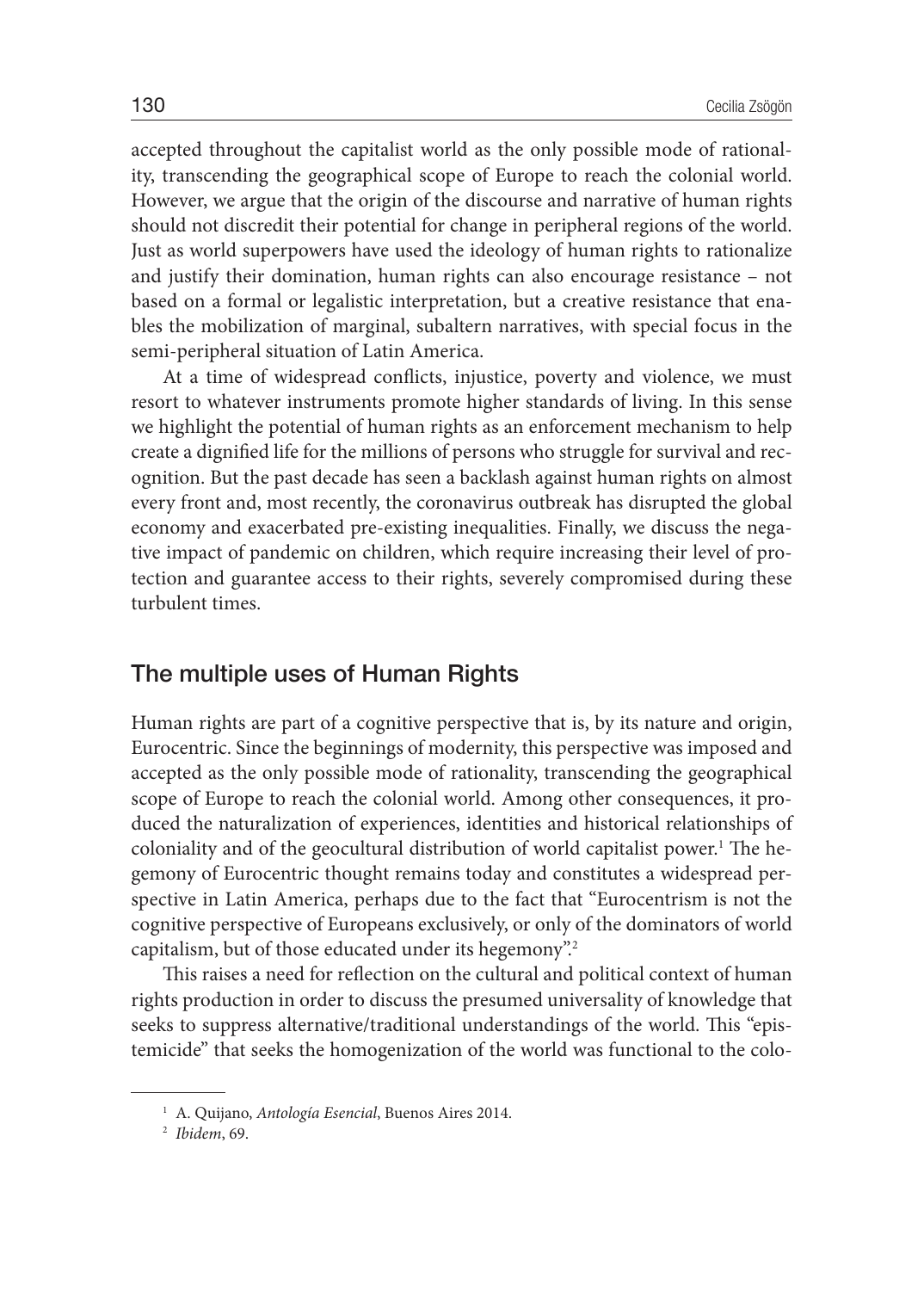accepted throughout the capitalist world as the only possible mode of rationality, transcending the geographical scope of Europe to reach the colonial world. However, we argue that the origin of the discourse and narrative of human rights should not discredit their potential for change in peripheral regions of the world. Just as world superpowers have used the ideology of human rights to rationalize and justify their domination, human rights can also encourage resistance – not based on a formal or legalistic interpretation, but a creative resistance that enables the mobilization of marginal, subaltern narratives, with special focus in the semi-peripheral situation of Latin America.

At a time of widespread conflicts, injustice, poverty and violence, we must resort to whatever instruments promote higher standards of living. In this sense we highlight the potential of human rights as an enforcement mechanism to help create a dignified life for the millions of persons who struggle for survival and recognition. But the past decade has seen a backlash against human rights on almost every front and, most recently, the coronavirus outbreak has disrupted the global economy and exacerbated pre-existing inequalities. Finally, we discuss the negative impact of pandemic on children, which require increasing their level of protection and guarantee access to their rights, severely compromised during these turbulent times.

## The multiple uses of Human Rights

Human rights are part of a cognitive perspective that is, by its nature and origin, Eurocentric. Since the beginnings of modernity, this perspective was imposed and accepted as the only possible mode of rationality, transcending the geographical scope of Europe to reach the colonial world. Among other consequences, it produced the naturalization of experiences, identities and historical relationships of coloniality and of the geocultural distribution of world capitalist power.[1] The hegemony of Eurocentric thought remains today and constitutes a widespread perspective in Latin America, perhaps due to the fact that "Eurocentrism is not the cognitive perspective of Europeans exclusively, or only of the dominators of world capitalism, but of those educated under its hegemony".[2]

This raises a need for reflection on the cultural and political context of human rights production in order to discuss the presumed universality of knowledge that seeks to suppress alternative/traditional understandings of the world. This "epistemicide" that seeks the homogenization of the world was functional to the colo-

[1] A. Quijano, *Antología Esencial*, Buenos Aires 2014.

[2] *Ibidem*, 69.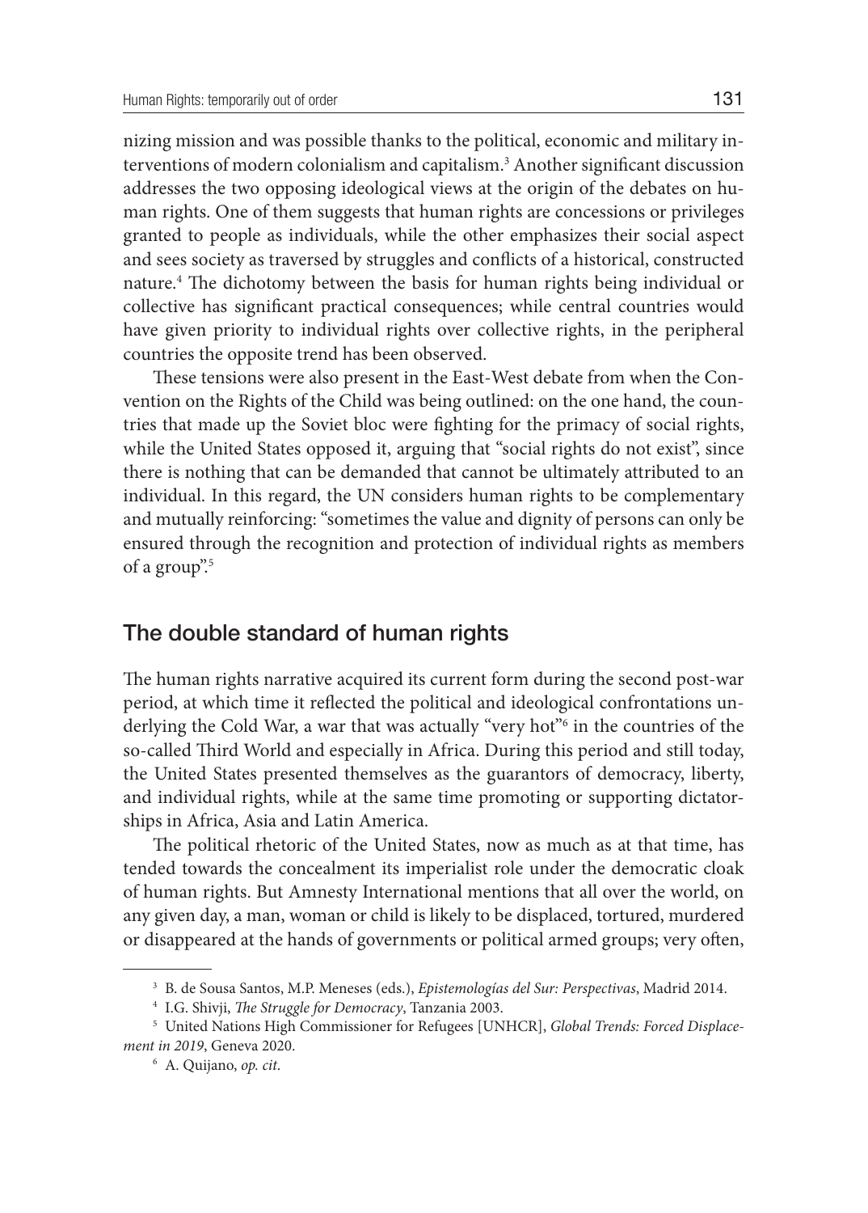nizing mission and was possible thanks to the political, economic and military interventions of modern colonialism and capitalism.[3] Another significant discussion addresses the two opposing ideological views at the origin of the debates on human rights. One of them suggests that human rights are concessions or privileges granted to people as individuals, while the other emphasizes their social aspect and sees society as traversed by struggles and conflicts of a historical, constructed nature.[4] The dichotomy between the basis for human rights being individual or collective has significant practical consequences; while central countries would have given priority to individual rights over collective rights, in the peripheral countries the opposite trend has been observed.

These tensions were also present in the East-West debate from when the Convention on the Rights of the Child was being outlined: on the one hand, the countries that made up the Soviet bloc were fighting for the primacy of social rights, while the United States opposed it, arguing that "social rights do not exist", since there is nothing that can be demanded that cannot be ultimately attributed to an individual. In this regard, the UN considers human rights to be complementary and mutually reinforcing: "sometimes the value and dignity of persons can only be ensured through the recognition and protection of individual rights as members of a group".[5]

## The double standard of human rights

The human rights narrative acquired its current form during the second post-war period, at which time it reflected the political and ideological confrontations underlying the Cold War, a war that was actually "very hot"[6] in the countries of the so-called Third World and especially in Africa. During this period and still today, the United States presented themselves as the guarantors of democracy, liberty, and individual rights, while at the same time promoting or supporting dictatorships in Africa, Asia and Latin America.

The political rhetoric of the United States, now as much as at that time, has tended towards the concealment its imperialist role under the democratic cloak of human rights. But Amnesty International mentions that all over the world, on any given day, a man, woman or child is likely to be displaced, tortured, murdered or disappeared at the hands of governments or political armed groups; very often,

---

[3] B. de Sousa Santos, M.P. Meneses (eds.), *Epistemologías del Sur: Perspectivas*, Madrid 2014.

[4] I.G. Shivji, *The Struggle for Democracy*, Tanzania 2003.

[5] United Nations High Commissioner for Refugees [UNHCR], *Global Trends: Forced Displacement in 2019*, Geneva 2020.

[6] A. Quijano, *op. cit*.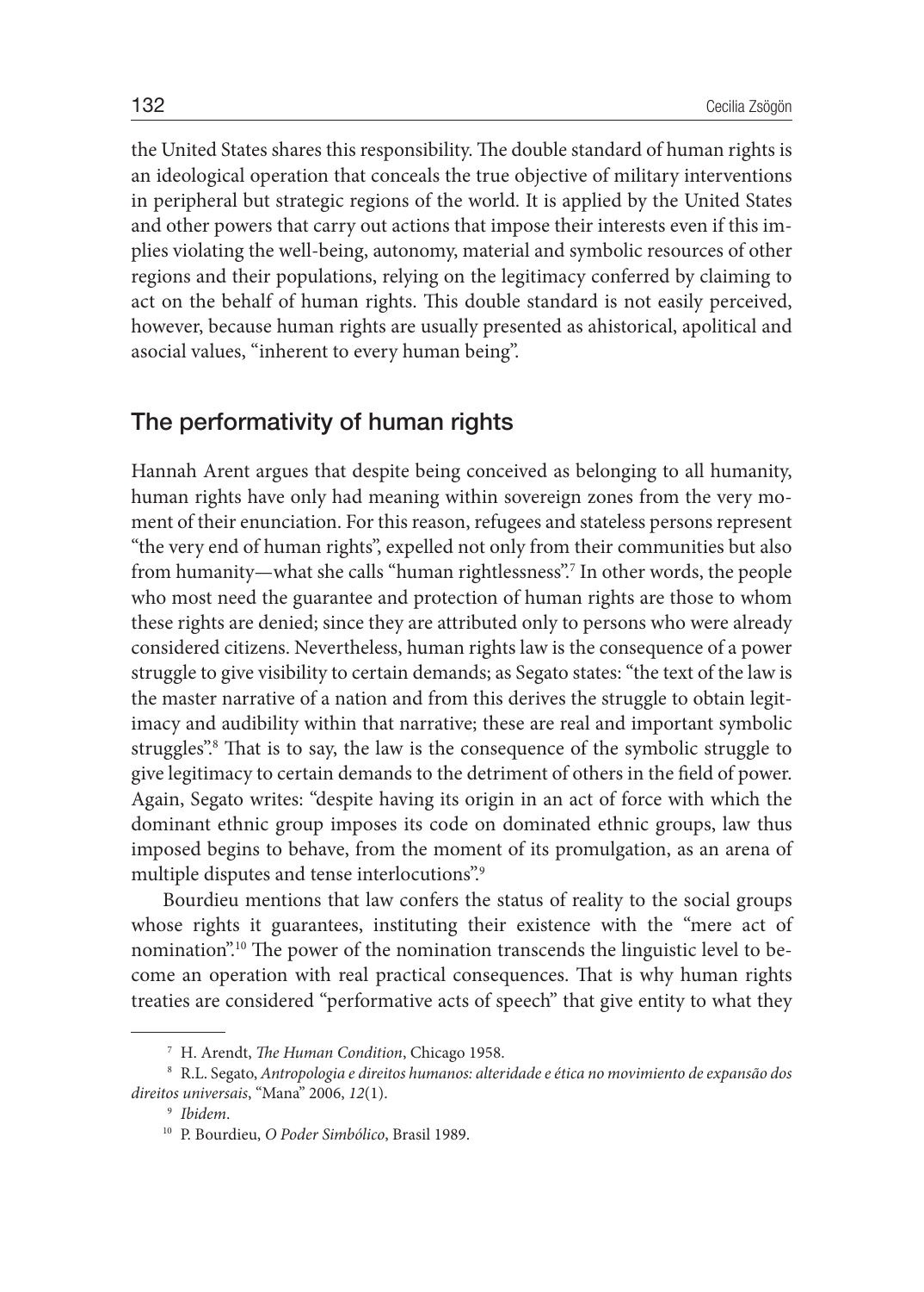the United States shares this responsibility. The double standard of human rights is an ideological operation that conceals the true objective of military interventions in peripheral but strategic regions of the world. It is applied by the United States and other powers that carry out actions that impose their interests even if this implies violating the well-being, autonomy, material and symbolic resources of other regions and their populations, relying on the legitimacy conferred by claiming to act on the behalf of human rights. This double standard is not easily perceived, however, because human rights are usually presented as ahistorical, apolitical and asocial values, "inherent to every human being".

## The performativity of human rights

Hannah Arent argues that despite being conceived as belonging to all humanity, human rights have only had meaning within sovereign zones from the very moment of their enunciation. For this reason, refugees and stateless persons represent "the very end of human rights", expelled not only from their communities but also from humanity—what she calls "human rightlessness".[7] In other words, the people who most need the guarantee and protection of human rights are those to whom these rights are denied; since they are attributed only to persons who were already considered citizens. Nevertheless, human rights law is the consequence of a power struggle to give visibility to certain demands; as Segato states: "the text of the law is the master narrative of a nation and from this derives the struggle to obtain legitimacy and audibility within that narrative; these are real and important symbolic struggles".[8] That is to say, the law is the consequence of the symbolic struggle to give legitimacy to certain demands to the detriment of others in the field of power. Again, Segato writes: "despite having its origin in an act of force with which the dominant ethnic group imposes its code on dominated ethnic groups, law thus imposed begins to behave, from the moment of its promulgation, as an arena of multiple disputes and tense interlocutions".[9]

Bourdieu mentions that law confers the status of reality to the social groups whose rights it guarantees, instituting their existence with the "mere act of nomination".[10] The power of the nomination transcends the linguistic level to become an operation with real practical consequences. That is why human rights treaties are considered "performative acts of speech" that give entity to what they

---

[7] H. Arendt, *The Human Condition*, Chicago 1958.

[8] R.L. Segato, *Antropologia e direitos humanos: alteridade e ética no movimiento de expansão dos direitos universais*, "Mana" 2006, *12*(1).

[9] *Ibidem*.

[10] P. Bourdieu, *O Poder Simbólico*, Brasil 1989.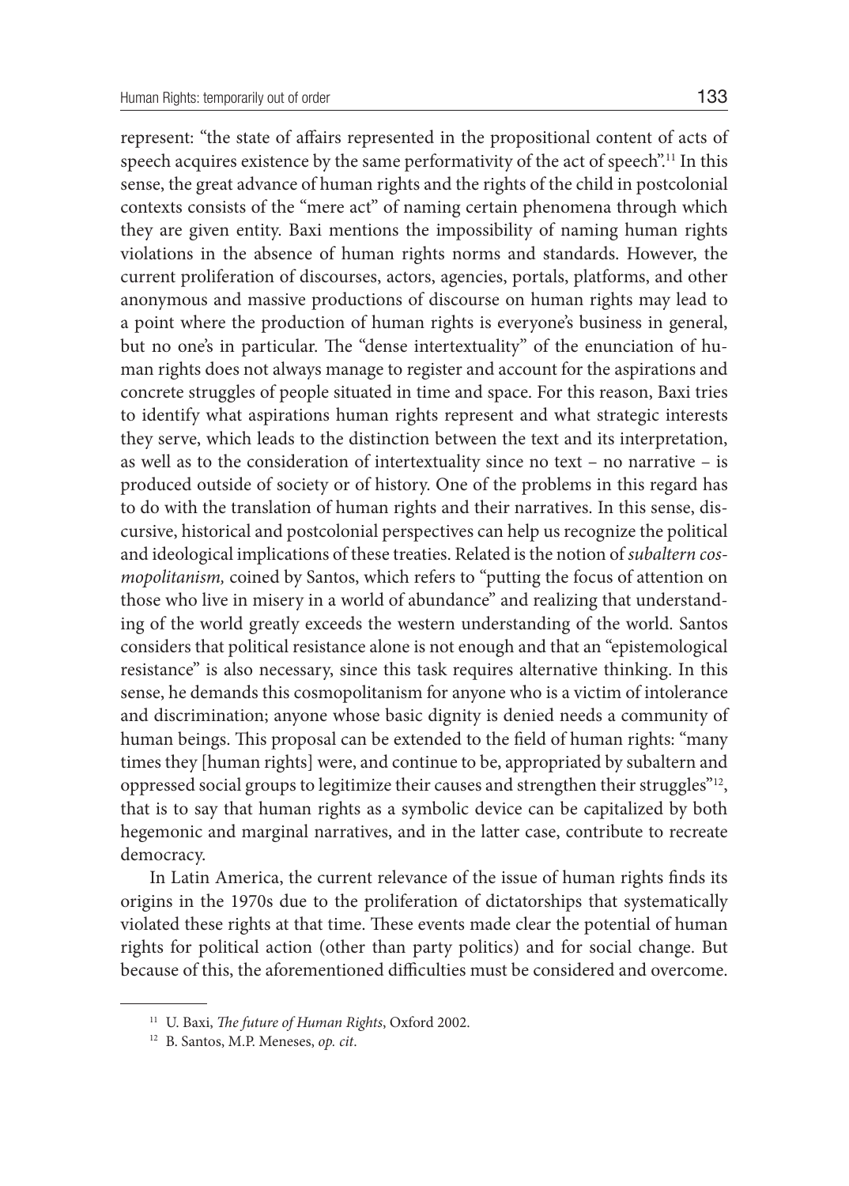represent: "the state of affairs represented in the propositional content of acts of speech acquires existence by the same performativity of the act of speech".[11] In this sense, the great advance of human rights and the rights of the child in postcolonial contexts consists of the "mere act" of naming certain phenomena through which they are given entity. Baxi mentions the impossibility of naming human rights violations in the absence of human rights norms and standards. However, the current proliferation of discourses, actors, agencies, portals, platforms, and other anonymous and massive productions of discourse on human rights may lead to a point where the production of human rights is everyone's business in general, but no one's in particular. The "dense intertextuality" of the enunciation of human rights does not always manage to register and account for the aspirations and concrete struggles of people situated in time and space. For this reason, Baxi tries to identify what aspirations human rights represent and what strategic interests they serve, which leads to the distinction between the text and its interpretation, as well as to the consideration of intertextuality since no text – no narrative – is produced outside of society or of history. One of the problems in this regard has to do with the translation of human rights and their narratives. In this sense, discursive, historical and postcolonial perspectives can help us recognize the political and ideological implications of these treaties. Related is the notion of *subaltern cosmopolitanism,* coined by Santos, which refers to "putting the focus of attention on those who live in misery in a world of abundance" and realizing that understanding of the world greatly exceeds the western understanding of the world. Santos considers that political resistance alone is not enough and that an "epistemological resistance" is also necessary, since this task requires alternative thinking. In this sense, he demands this cosmopolitanism for anyone who is a victim of intolerance and discrimination; anyone whose basic dignity is denied needs a community of human beings. This proposal can be extended to the field of human rights: "many times they [human rights] were, and continue to be, appropriated by subaltern and oppressed social groups to legitimize their causes and strengthen their struggles"[12], that is to say that human rights as a symbolic device can be capitalized by both hegemonic and marginal narratives, and in the latter case, contribute to recreate democracy.

In Latin America, the current relevance of the issue of human rights finds its origins in the 1970s due to the proliferation of dictatorships that systematically violated these rights at that time. These events made clear the potential of human rights for political action (other than party politics) and for social change. But because of this, the aforementioned difficulties must be considered and overcome.

---

[11] U. Baxi, *The future of Human Rights*, Oxford 2002.

[12] B. Santos, M.P. Meneses, *op. cit*.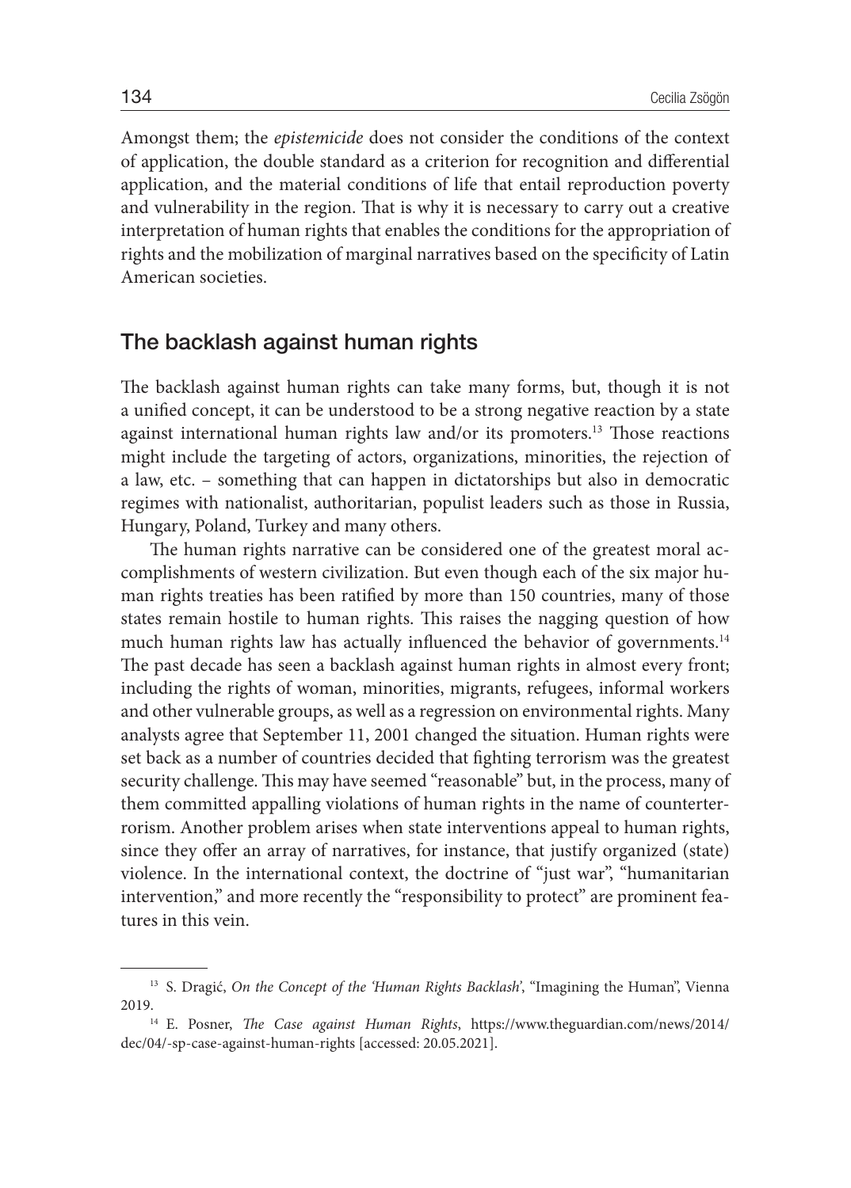Amongst them; the *epistemicide* does not consider the conditions of the context of application, the double standard as a criterion for recognition and differential application, and the material conditions of life that entail reproduction poverty and vulnerability in the region. That is why it is necessary to carry out a creative interpretation of human rights that enables the conditions for the appropriation of rights and the mobilization of marginal narratives based on the specificity of Latin American societies.

## The backlash against human rights

The backlash against human rights can take many forms, but, though it is not a unified concept, it can be understood to be a strong negative reaction by a state against international human rights law and/or its promoters.[13] Those reactions might include the targeting of actors, organizations, minorities, the rejection of a law, etc. – something that can happen in dictatorships but also in democratic regimes with nationalist, authoritarian, populist leaders such as those in Russia, Hungary, Poland, Turkey and many others.

The human rights narrative can be considered one of the greatest moral accomplishments of western civilization. But even though each of the six major human rights treaties has been ratified by more than 150 countries, many of those states remain hostile to human rights. This raises the nagging question of how much human rights law has actually influenced the behavior of governments.[14] The past decade has seen a backlash against human rights in almost every front; including the rights of woman, minorities, migrants, refugees, informal workers and other vulnerable groups, as well as a regression on environmental rights. Many analysts agree that September 11, 2001 changed the situation. Human rights were set back as a number of countries decided that fighting terrorism was the greatest security challenge. This may have seemed "reasonable" but, in the process, many of them committed appalling violations of human rights in the name of counterterrorism. Another problem arises when state interventions appeal to human rights, since they offer an array of narratives, for instance, that justify organized (state) violence. In the international context, the doctrine of "just war", "humanitarian intervention," and more recently the "responsibility to protect" are prominent features in this vein.

---

[13] S. Dragić, *On the Concept of the 'Human Rights Backlash'*, "Imagining the Human", Vienna 2019.

[14] E. Posner, *The Case against Human Rights*, https://www.theguardian.com/news/2014/dec/04/-sp-case-against-human-rights [accessed: 20.05.2021].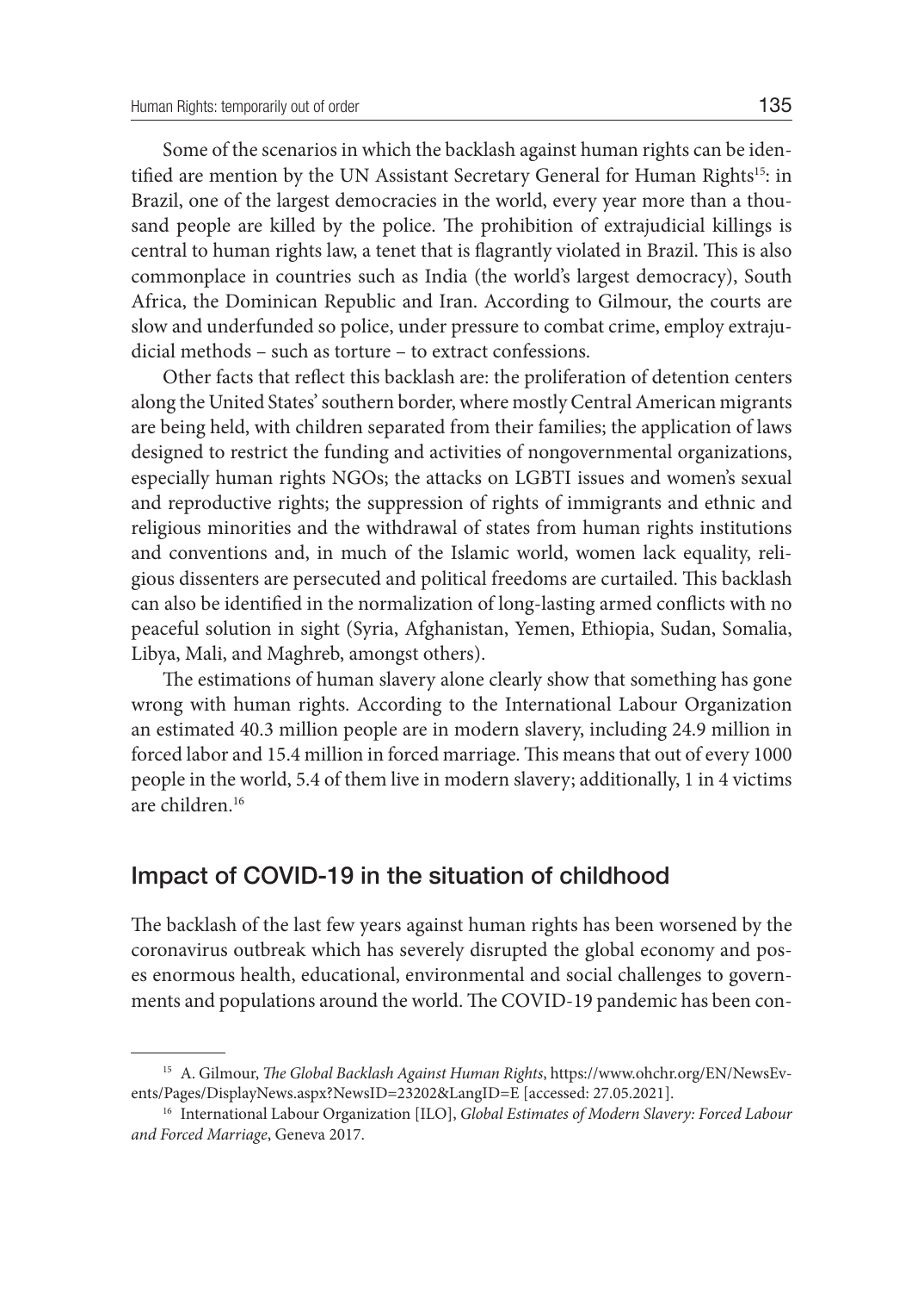Some of the scenarios in which the backlash against human rights can be identified are mention by the UN Assistant Secretary General for Human Rights[15]: in Brazil, one of the largest democracies in the world, every year more than a thousand people are killed by the police. The prohibition of extrajudicial killings is central to human rights law, a tenet that is flagrantly violated in Brazil. This is also commonplace in countries such as India (the world's largest democracy), South Africa, the Dominican Republic and Iran. According to Gilmour, the courts are slow and underfunded so police, under pressure to combat crime, employ extrajudicial methods – such as torture – to extract confessions.

Other facts that reflect this backlash are: the proliferation of detention centers along the United States' southern border, where mostly Central American migrants are being held, with children separated from their families; the application of laws designed to restrict the funding and activities of nongovernmental organizations, especially human rights NGOs; the attacks on LGBTI issues and women's sexual and reproductive rights; the suppression of rights of immigrants and ethnic and religious minorities and the withdrawal of states from human rights institutions and conventions and, in much of the Islamic world, women lack equality, religious dissenters are persecuted and political freedoms are curtailed. This backlash can also be identified in the normalization of long-lasting armed conflicts with no peaceful solution in sight (Syria, Afghanistan, Yemen, Ethiopia, Sudan, Somalia, Libya, Mali, and Maghreb, amongst others).

The estimations of human slavery alone clearly show that something has gone wrong with human rights. According to the International Labour Organization an estimated 40.3 million people are in modern slavery, including 24.9 million in forced labor and 15.4 million in forced marriage. This means that out of every 1000 people in the world, 5.4 of them live in modern slavery; additionally, 1 in 4 victims are children.[16]

## Impact of COVID-19 in the situation of childhood

The backlash of the last few years against human rights has been worsened by the coronavirus outbreak which has severely disrupted the global economy and poses enormous health, educational, environmental and social challenges to governments and populations around the world. The COVID-19 pandemic has been con-

---

[15] A. Gilmour, *The Global Backlash Against Human Rights*, https://www.ohchr.org/EN/NewsEvents/Pages/DisplayNews.aspx?NewsID=23202&LangID=E [accessed: 27.05.2021].

[16] International Labour Organization [ILO], *Global Estimates of Modern Slavery: Forced Labour and Forced Marriage*, Geneva 2017.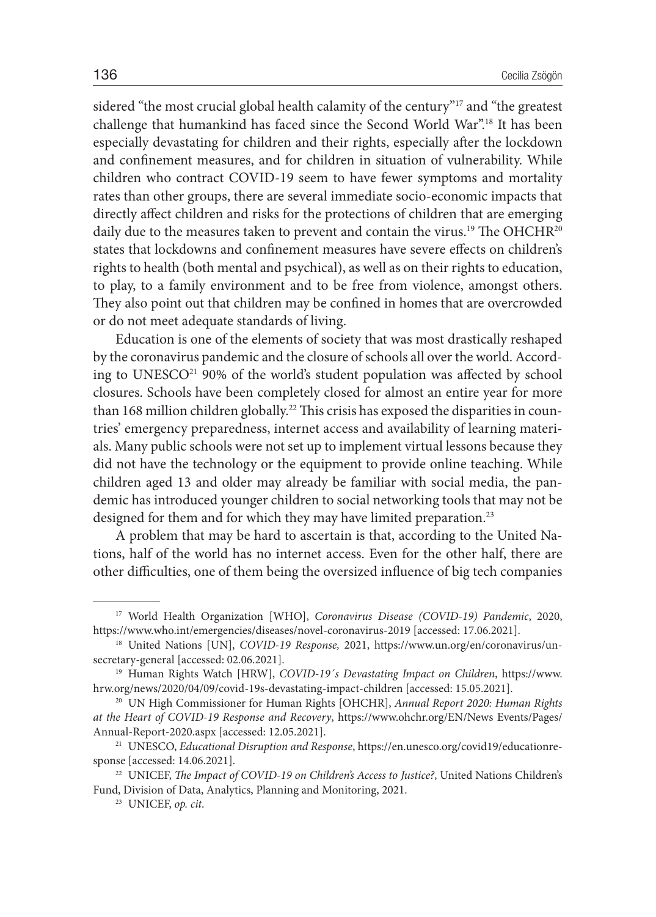sidered "the most crucial global health calamity of the century"[17] and "the greatest challenge that humankind has faced since the Second World War".[18] It has been especially devastating for children and their rights, especially after the lockdown and confinement measures, and for children in situation of vulnerability. While children who contract COVID-19 seem to have fewer symptoms and mortality rates than other groups, there are several immediate socio-economic impacts that directly affect children and risks for the protections of children that are emerging daily due to the measures taken to prevent and contain the virus.[19] The OHCHR[20] states that lockdowns and confinement measures have severe effects on children's rights to health (both mental and psychical), as well as on their rights to education, to play, to a family environment and to be free from violence, amongst others. They also point out that children may be confined in homes that are overcrowded or do not meet adequate standards of living.

Education is one of the elements of society that was most drastically reshaped by the coronavirus pandemic and the closure of schools all over the world. According to UNESCO[21] 90% of the world's student population was affected by school closures. Schools have been completely closed for almost an entire year for more than 168 million children globally.[22] This crisis has exposed the disparities in countries' emergency preparedness, internet access and availability of learning materials. Many public schools were not set up to implement virtual lessons because they did not have the technology or the equipment to provide online teaching. While children aged 13 and older may already be familiar with social media, the pandemic has introduced younger children to social networking tools that may not be designed for them and for which they may have limited preparation.[23]

A problem that may be hard to ascertain is that, according to the United Nations, half of the world has no internet access. Even for the other half, there are other difficulties, one of them being the oversized influence of big tech companies

---

[17] World Health Organization [WHO], *Coronavirus Disease (COVID-19) Pandemic*, 2020, https://www.who.int/emergencies/diseases/novel-coronavirus-2019 [accessed: 17.06.2021].

[18] United Nations [UN], *COVID-19 Response,* 2021, https://www.un.org/en/coronavirus/un-secretary-general [accessed: 02.06.2021].

[19] Human Rights Watch [HRW], *COVID-19´s Devastating Impact on Children*, https://www.hrw.org/news/2020/04/09/covid-19s-devastating-impact-children [accessed: 15.05.2021].

[20] UN High Commissioner for Human Rights [OHCHR], *Annual Report 2020: Human Rights at the Heart of COVID-19 Response and Recovery*, https://www.ohchr.org/EN/News Events/Pages/Annual-Report-2020.aspx [accessed: 12.05.2021].

[21] UNESCO, *Educational Disruption and Response*, https://en.unesco.org/covid19/educationresponse [accessed: 14.06.2021].

[22] UNICEF, *The Impact of COVID-19 on Children's Access to Justice?*, United Nations Children's Fund, Division of Data, Analytics, Planning and Monitoring, 2021.

[23] UNICEF, *op. cit*.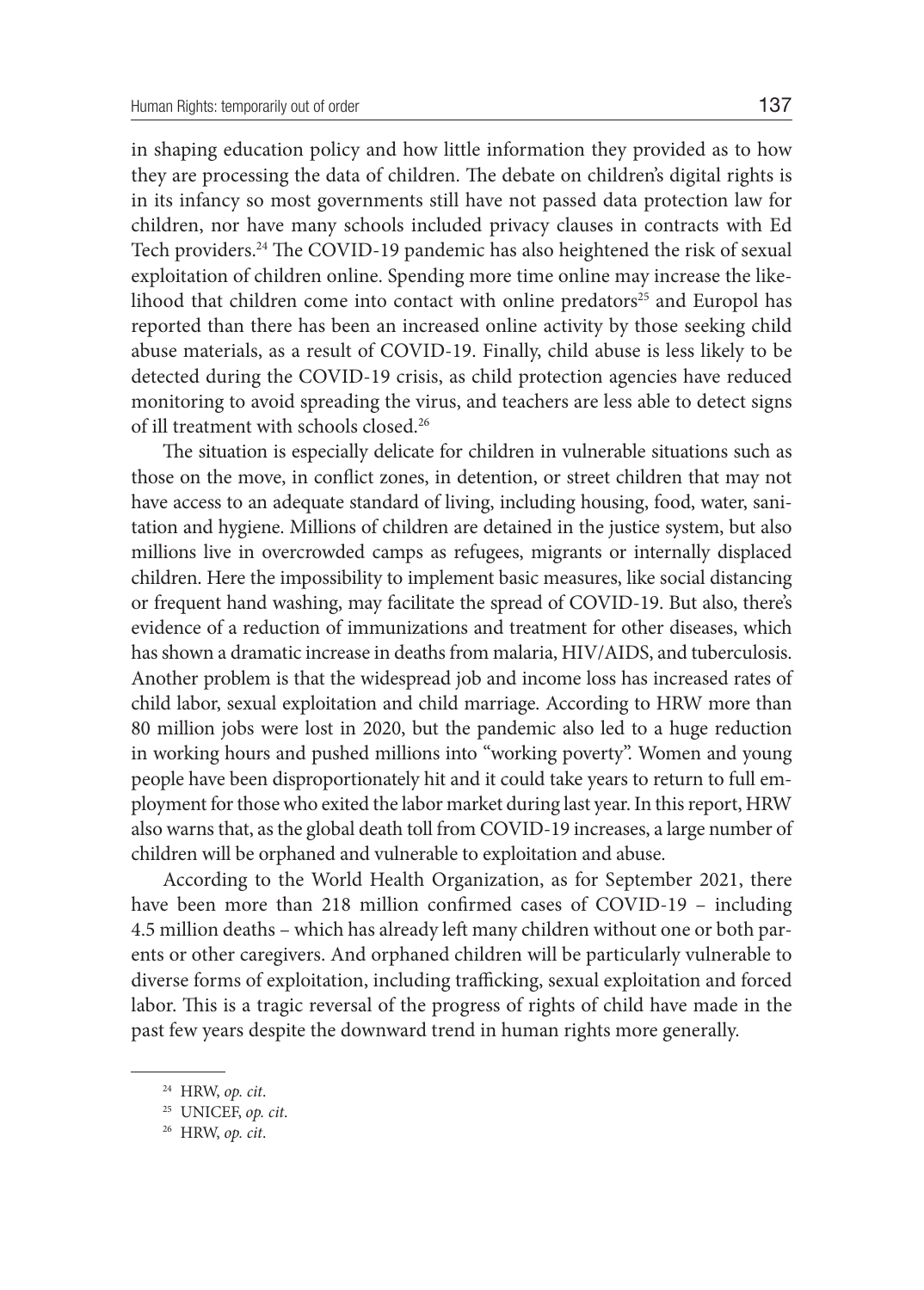in shaping education policy and how little information they provided as to how they are processing the data of children. The debate on children's digital rights is in its infancy so most governments still have not passed data protection law for children, nor have many schools included privacy clauses in contracts with Ed Tech providers.[24] The COVID-19 pandemic has also heightened the risk of sexual exploitation of children online. Spending more time online may increase the likelihood that children come into contact with online predators[25] and Europol has reported than there has been an increased online activity by those seeking child abuse materials, as a result of COVID-19. Finally, child abuse is less likely to be detected during the COVID-19 crisis, as child protection agencies have reduced monitoring to avoid spreading the virus, and teachers are less able to detect signs of ill treatment with schools closed.[26]

The situation is especially delicate for children in vulnerable situations such as those on the move, in conflict zones, in detention, or street children that may not have access to an adequate standard of living, including housing, food, water, sanitation and hygiene. Millions of children are detained in the justice system, but also millions live in overcrowded camps as refugees, migrants or internally displaced children. Here the impossibility to implement basic measures, like social distancing or frequent hand washing, may facilitate the spread of COVID-19. But also, there's evidence of a reduction of immunizations and treatment for other diseases, which has shown a dramatic increase in deaths from malaria, HIV/AIDS, and tuberculosis. Another problem is that the widespread job and income loss has increased rates of child labor, sexual exploitation and child marriage. According to HRW more than 80 million jobs were lost in 2020, but the pandemic also led to a huge reduction in working hours and pushed millions into "working poverty". Women and young people have been disproportionately hit and it could take years to return to full employment for those who exited the labor market during last year. In this report, HRW also warns that, as the global death toll from COVID-19 increases, a large number of children will be orphaned and vulnerable to exploitation and abuse.

According to the World Health Organization, as for September 2021, there have been more than 218 million confirmed cases of COVID-19 – including 4.5 million deaths – which has already left many children without one or both parents or other caregivers. And orphaned children will be particularly vulnerable to diverse forms of exploitation, including trafficking, sexual exploitation and forced labor. This is a tragic reversal of the progress of rights of child have made in the past few years despite the downward trend in human rights more generally.

---

[24] HRW, *op. cit*.

[25] UNICEF, *op. cit*.

[26] HRW, *op. cit*.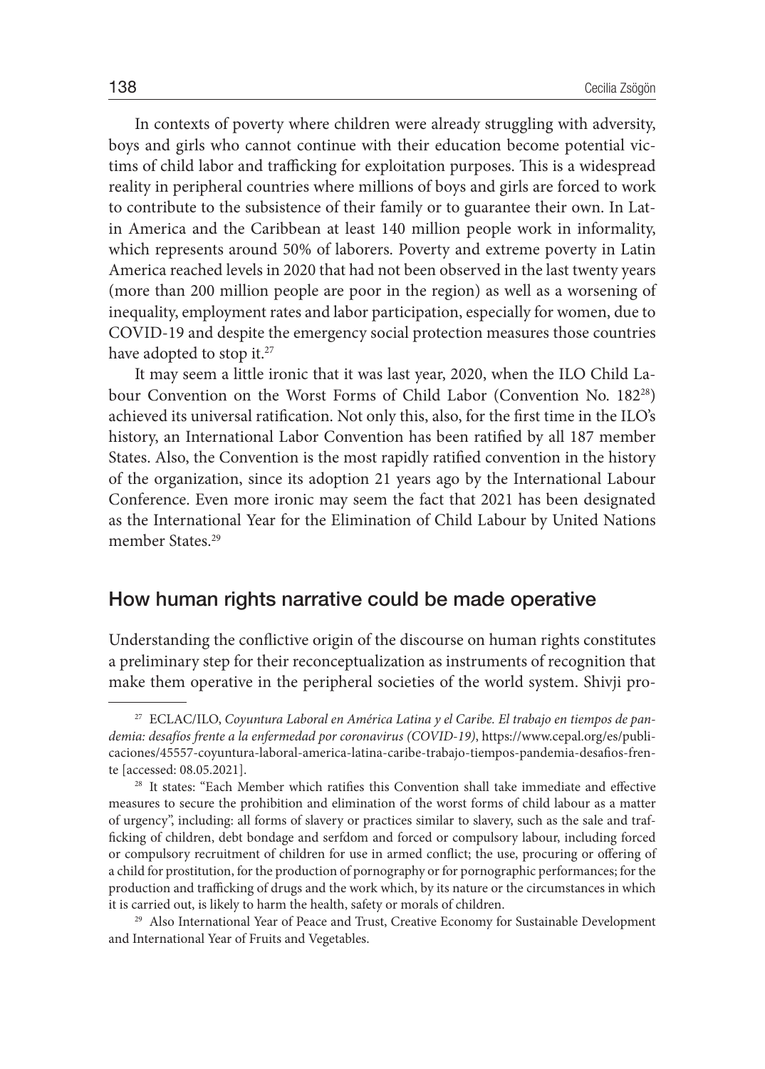In contexts of poverty where children were already struggling with adversity, boys and girls who cannot continue with their education become potential victims of child labor and trafficking for exploitation purposes. This is a widespread reality in peripheral countries where millions of boys and girls are forced to work to contribute to the subsistence of their family or to guarantee their own. In Latin America and the Caribbean at least 140 million people work in informality, which represents around 50% of laborers. Poverty and extreme poverty in Latin America reached levels in 2020 that had not been observed in the last twenty years (more than 200 million people are poor in the region) as well as a worsening of inequality, employment rates and labor participation, especially for women, due to COVID-19 and despite the emergency social protection measures those countries have adopted to stop it.[27]

It may seem a little ironic that it was last year, 2020, when the ILO Child Labour Convention on the Worst Forms of Child Labor (Convention No. 182[28]) achieved its universal ratification. Not only this, also, for the first time in the ILO's history, an International Labor Convention has been ratified by all 187 member States. Also, the Convention is the most rapidly ratified convention in the history of the organization, since its adoption 21 years ago by the International Labour Conference. Even more ironic may seem the fact that 2021 has been designated as the International Year for the Elimination of Child Labour by United Nations member States.[29]

## How human rights narrative could be made operative

Understanding the conflictive origin of the discourse on human rights constitutes a preliminary step for their reconceptualization as instruments of recognition that make them operative in the peripheral societies of the world system. Shivji pro-

---

[27] ECLAC/ILO, *Coyuntura Laboral en América Latina y el Caribe. El trabajo en tiempos de pandemia: desafíos frente a la enfermedad por coronavirus (COVID-19)*, https://www.cepal.org/es/publicaciones/45557-coyuntura-laboral-america-latina-caribe-trabajo-tiempos-pandemia-desafios-frente [accessed: 08.05.2021].

[28] It states: "Each Member which ratifies this Convention shall take immediate and effective measures to secure the prohibition and elimination of the worst forms of child labour as a matter of urgency", including: all forms of slavery or practices similar to slavery, such as the sale and trafficking of children, debt bondage and serfdom and forced or compulsory labour, including forced or compulsory recruitment of children for use in armed conflict; the use, procuring or offering of a child for prostitution, for the production of pornography or for pornographic performances; for the production and trafficking of drugs and the work which, by its nature or the circumstances in which it is carried out, is likely to harm the health, safety or morals of children.

[29] Also International Year of Peace and Trust, Creative Economy for Sustainable Development and International Year of Fruits and Vegetables.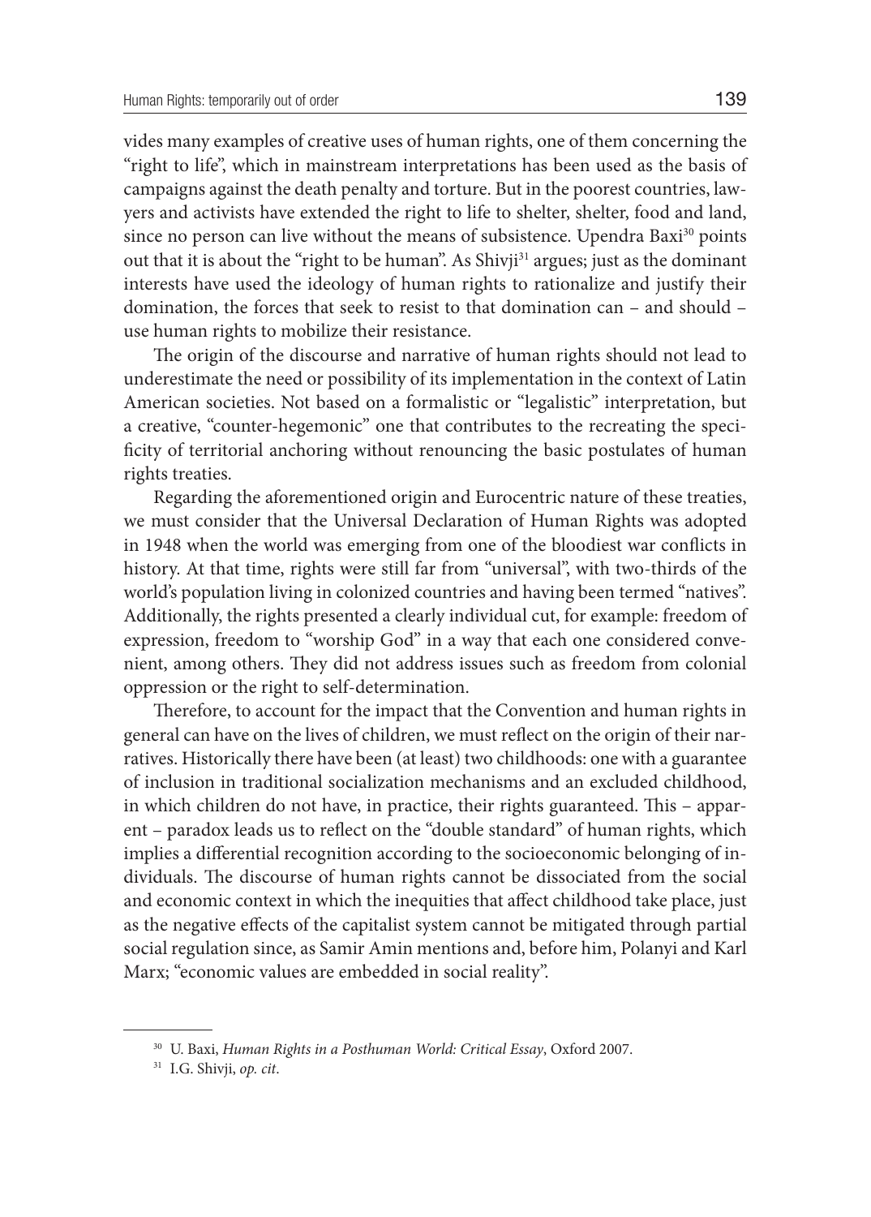vides many examples of creative uses of human rights, one of them concerning the "right to life", which in mainstream interpretations has been used as the basis of campaigns against the death penalty and torture. But in the poorest countries, lawyers and activists have extended the right to life to shelter, shelter, food and land, since no person can live without the means of subsistence. Upendra Baxi[30] points out that it is about the "right to be human". As Shivji[31] argues; just as the dominant interests have used the ideology of human rights to rationalize and justify their domination, the forces that seek to resist to that domination can – and should – use human rights to mobilize their resistance.

The origin of the discourse and narrative of human rights should not lead to underestimate the need or possibility of its implementation in the context of Latin American societies. Not based on a formalistic or "legalistic" interpretation, but a creative, "counter-hegemonic" one that contributes to the recreating the specificity of territorial anchoring without renouncing the basic postulates of human rights treaties.

Regarding the aforementioned origin and Eurocentric nature of these treaties, we must consider that the Universal Declaration of Human Rights was adopted in 1948 when the world was emerging from one of the bloodiest war conflicts in history. At that time, rights were still far from "universal", with two-thirds of the world's population living in colonized countries and having been termed "natives". Additionally, the rights presented a clearly individual cut, for example: freedom of expression, freedom to "worship God" in a way that each one considered convenient, among others. They did not address issues such as freedom from colonial oppression or the right to self-determination.

Therefore, to account for the impact that the Convention and human rights in general can have on the lives of children, we must reflect on the origin of their narratives. Historically there have been (at least) two childhoods: one with a guarantee of inclusion in traditional socialization mechanisms and an excluded childhood, in which children do not have, in practice, their rights guaranteed. This – apparent – paradox leads us to reflect on the "double standard" of human rights, which implies a differential recognition according to the socioeconomic belonging of individuals. The discourse of human rights cannot be dissociated from the social and economic context in which the inequities that affect childhood take place, just as the negative effects of the capitalist system cannot be mitigated through partial social regulation since, as Samir Amin mentions and, before him, Polanyi and Karl Marx; "economic values are embedded in social reality".

[30] U. Baxi, *Human Rights in a Posthuman World: Critical Essay*, Oxford 2007.

[31] I.G. Shivji, *op. cit*.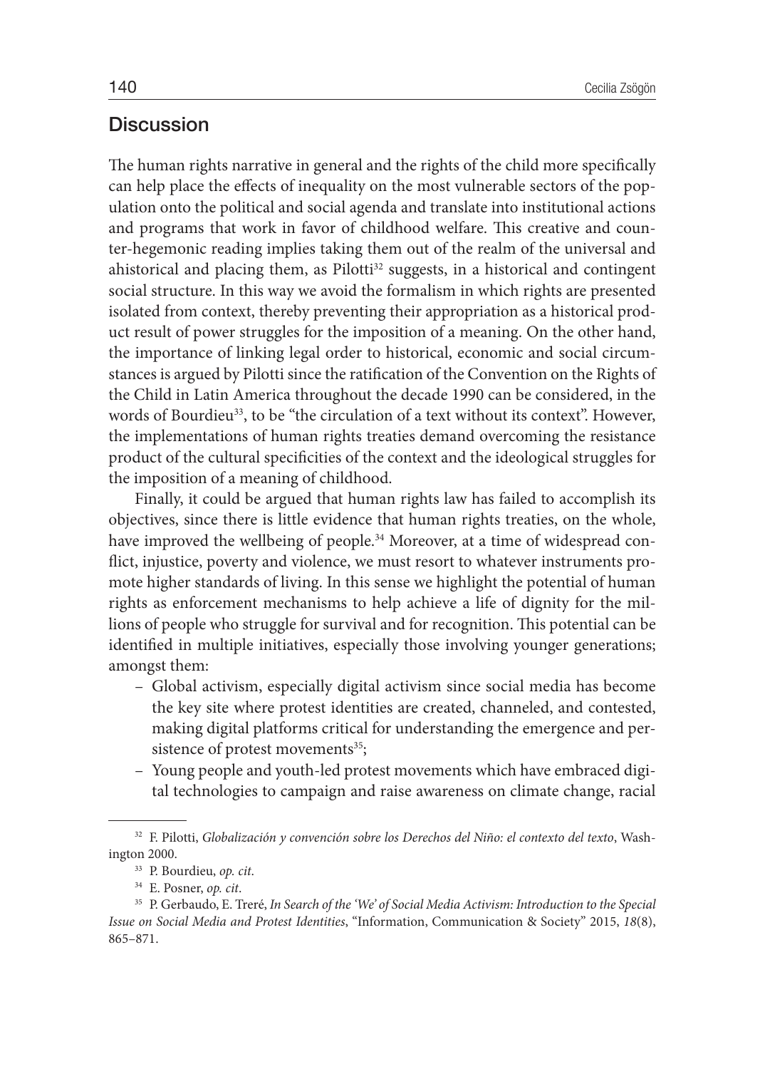## Discussion

The human rights narrative in general and the rights of the child more specifically can help place the effects of inequality on the most vulnerable sectors of the population onto the political and social agenda and translate into institutional actions and programs that work in favor of childhood welfare. This creative and counter-hegemonic reading implies taking them out of the realm of the universal and ahistorical and placing them, as Pilotti[32] suggests, in a historical and contingent social structure. In this way we avoid the formalism in which rights are presented isolated from context, thereby preventing their appropriation as a historical product result of power struggles for the imposition of a meaning. On the other hand, the importance of linking legal order to historical, economic and social circumstances is argued by Pilotti since the ratification of the Convention on the Rights of the Child in Latin America throughout the decade 1990 can be considered, in the words of Bourdieu[33], to be "the circulation of a text without its context". However, the implementations of human rights treaties demand overcoming the resistance product of the cultural specificities of the context and the ideological struggles for the imposition of a meaning of childhood.

Finally, it could be argued that human rights law has failed to accomplish its objectives, since there is little evidence that human rights treaties, on the whole, have improved the wellbeing of people.[34] Moreover, at a time of widespread conflict, injustice, poverty and violence, we must resort to whatever instruments promote higher standards of living. In this sense we highlight the potential of human rights as enforcement mechanisms to help achieve a life of dignity for the millions of people who struggle for survival and for recognition. This potential can be identified in multiple initiatives, especially those involving younger generations; amongst them:

- Global activism, especially digital activism since social media has become the key site where protest identities are created, channeled, and contested, making digital platforms critical for understanding the emergence and persistence of protest movements[35];
- Young people and youth-led protest movements which have embraced digital technologies to campaign and raise awareness on climate change, racial

---

[32] F. Pilotti, *Globalización y convención sobre los Derechos del Niño: el contexto del texto*, Washington 2000.

[33] P. Bourdieu, *op. cit*.

[34] E. Posner, *op. cit*.

[35] P. Gerbaudo, E. Treré, *In Search of the 'We' of Social Media Activism: Introduction to the Special Issue on Social Media and Protest Identities*, "Information, Communication & Society" 2015, *18*(8), 865–871.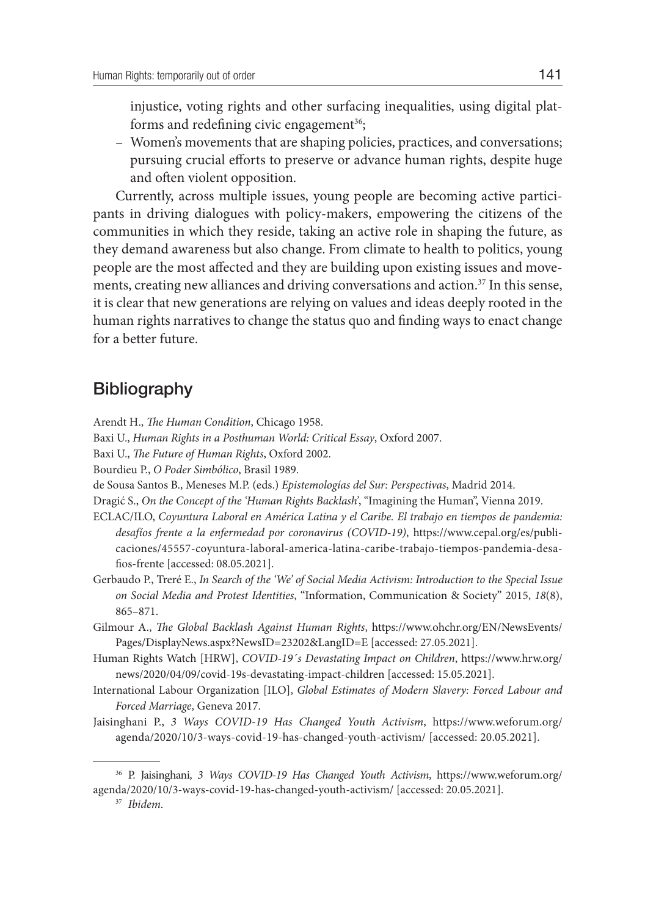injustice, voting rights and other surfacing inequalities, using digital platforms and redefining civic engagement[36];

– Women's movements that are shaping policies, practices, and conversations; pursuing crucial efforts to preserve or advance human rights, despite huge and often violent opposition.

Currently, across multiple issues, young people are becoming active participants in driving dialogues with policy-makers, empowering the citizens of the communities in which they reside, taking an active role in shaping the future, as they demand awareness but also change. From climate to health to politics, young people are the most affected and they are building upon existing issues and movements, creating new alliances and driving conversations and action.[37] In this sense, it is clear that new generations are relying on values and ideas deeply rooted in the human rights narratives to change the status quo and finding ways to enact change for a better future.

## Bibliography

Arendt H., *The Human Condition*, Chicago 1958.

Baxi U., *Human Rights in a Posthuman World: Critical Essay*, Oxford 2007.

Baxi U., *The Future of Human Rights*, Oxford 2002.

Bourdieu P., *O Poder Simbólico*, Brasil 1989.

de Sousa Santos B., Meneses M.P. (eds.) *Epistemologías del Sur: Perspectivas*, Madrid 2014.

Dragić S., *On the Concept of the 'Human Rights Backlash'*, "Imagining the Human", Vienna 2019.

ECLAC/ILO, *Coyuntura Laboral en América Latina y el Caribe. El trabajo en tiempos de pandemia: desafíos frente a la enfermedad por coronavirus (COVID-19)*, https://www.cepal.org/es/publicaciones/45557-coyuntura-laboral-america-latina-caribe-trabajo-tiempos-pandemia-desafios-frente [accessed: 08.05.2021].

Gerbaudo P., Treré E., *In Search of the 'We' of Social Media Activism: Introduction to the Special Issue on Social Media and Protest Identities*, "Information, Communication & Society" 2015, *18*(8), 865–871.

Gilmour A., *The Global Backlash Against Human Rights*, https://www.ohchr.org/EN/NewsEvents/Pages/DisplayNews.aspx?NewsID=23202&LangID=E [accessed: 27.05.2021].

Human Rights Watch [HRW], *COVID-19´s Devastating Impact on Children*, https://www.hrw.org/news/2020/04/09/covid-19s-devastating-impact-children [accessed: 15.05.2021].

International Labour Organization [ILO], *Global Estimates of Modern Slavery: Forced Labour and Forced Marriage*, Geneva 2017.

Jaisinghani P., *3 Ways COVID-19 Has Changed Youth Activism*, https://www.weforum.org/agenda/2020/10/3-ways-covid-19-has-changed-youth-activism/ [accessed: 20.05.2021].

---

[36] P. Jaisinghani, *3 Ways COVID-19 Has Changed Youth Activism*, https://www.weforum.org/agenda/2020/10/3-ways-covid-19-has-changed-youth-activism/ [accessed: 20.05.2021].

[37] *Ibidem*.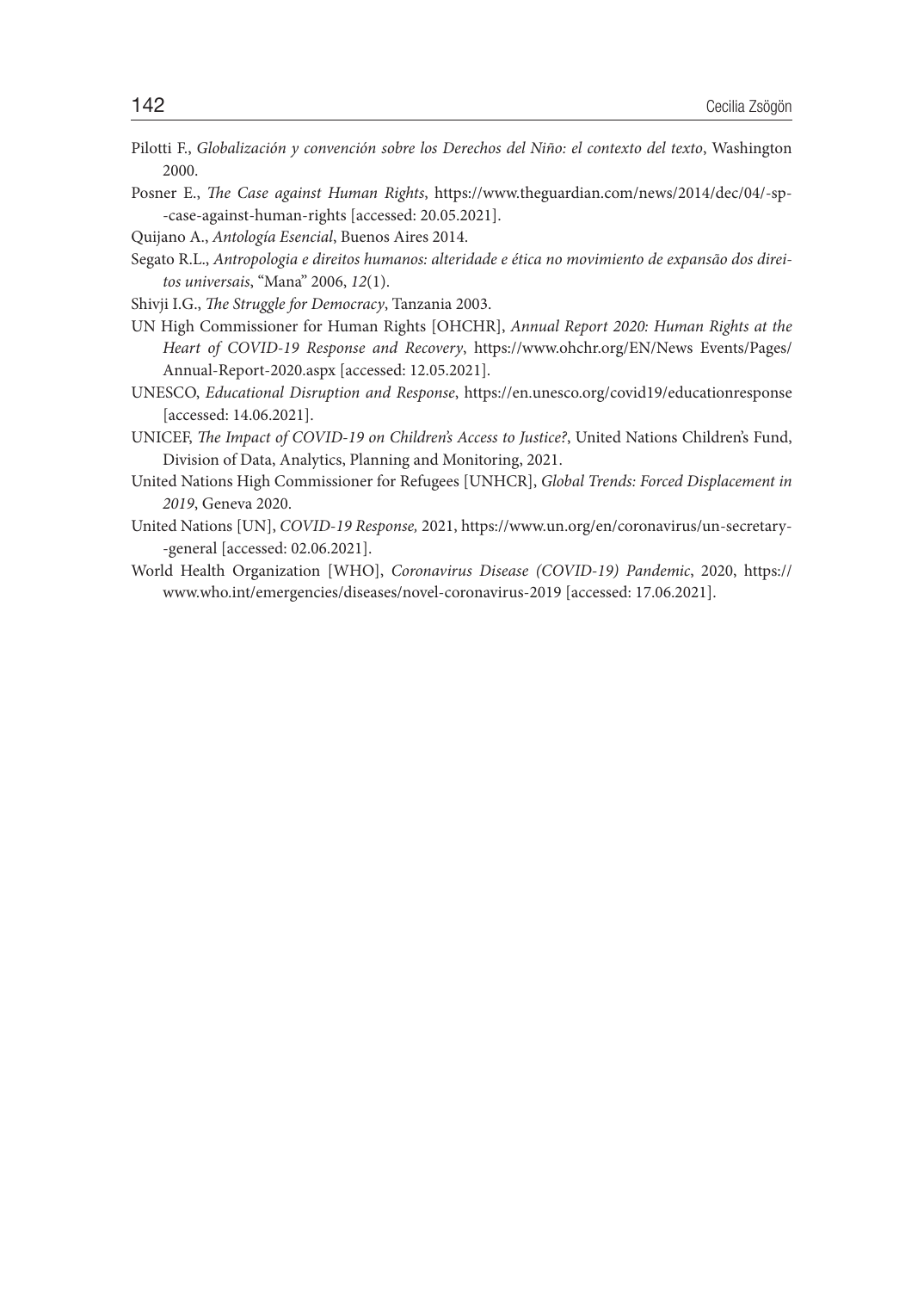Pilotti F., *Globalización y convención sobre los Derechos del Niño: el contexto del texto*, Washington 2000.

Posner E., *The Case against Human Rights*, https://www.theguardian.com/news/2014/dec/04/-sp--case-against-human-rights [accessed: 20.05.2021].

Quijano A., *Antología Esencial*, Buenos Aires 2014.

Segato R.L., *Antropologia e direitos humanos: alteridade e ética no movimiento de expansão dos direitos universais*, "Mana" 2006, *12*(1).

Shivji I.G., *The Struggle for Democracy*, Tanzania 2003.

UN High Commissioner for Human Rights [OHCHR], *Annual Report 2020: Human Rights at the Heart of COVID-19 Response and Recovery*, https://www.ohchr.org/EN/News Events/Pages/Annual-Report-2020.aspx [accessed: 12.05.2021].

UNESCO, *Educational Disruption and Response*, https://en.unesco.org/covid19/educationresponse [accessed: 14.06.2021].

UNICEF, *The Impact of COVID-19 on Children's Access to Justice?*, United Nations Children's Fund, Division of Data, Analytics, Planning and Monitoring, 2021.

United Nations High Commissioner for Refugees [UNHCR], *Global Trends: Forced Displacement in 2019*, Geneva 2020.

United Nations [UN], *COVID-19 Response,* 2021, https://www.un.org/en/coronavirus/un-secretary--general [accessed: 02.06.2021].

World Health Organization [WHO], *Coronavirus Disease (COVID-19) Pandemic*, 2020, https://www.who.int/emergencies/diseases/novel-coronavirus-2019 [accessed: 17.06.2021].